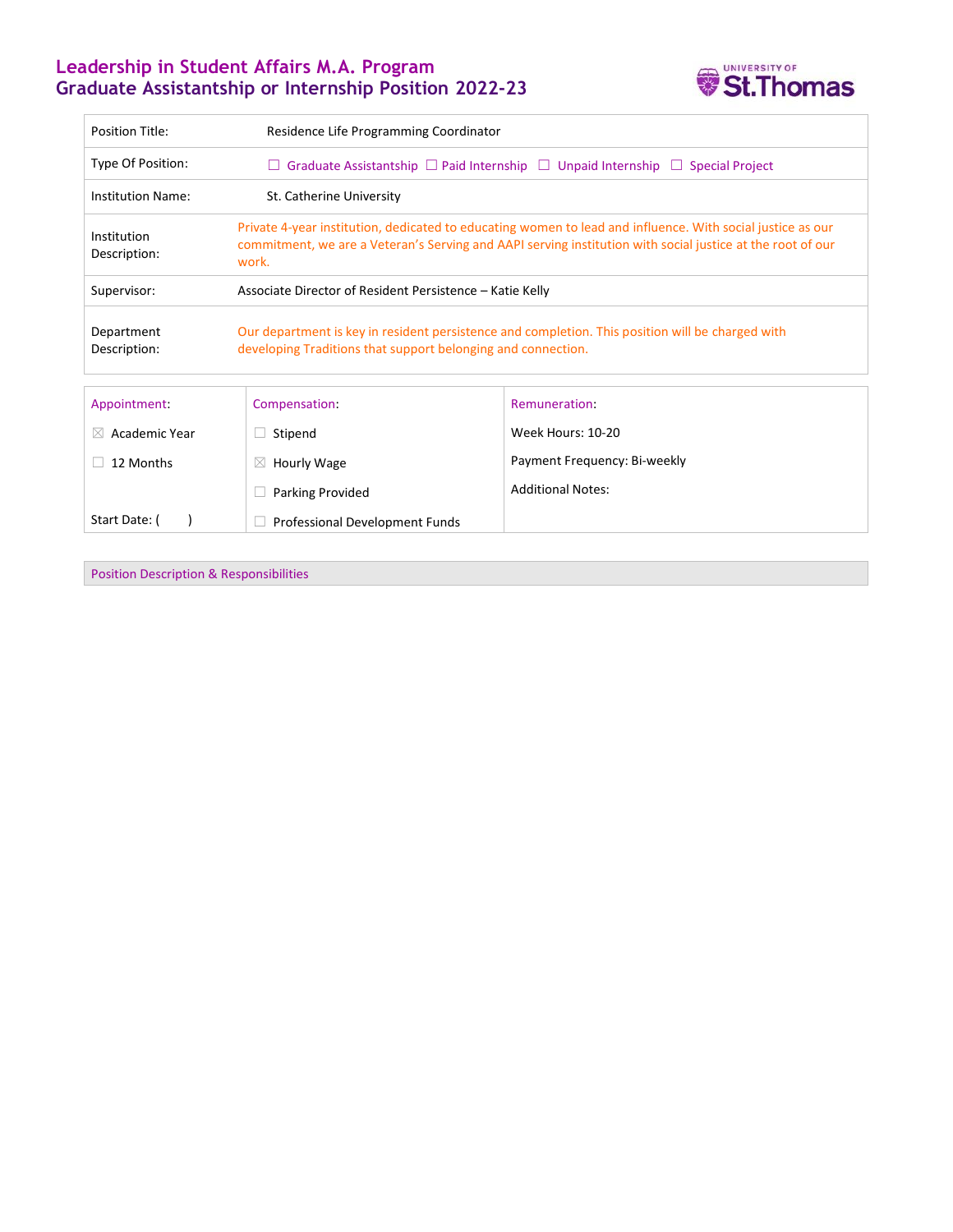# Leadership in Student Affairs M.A. Program
## Graduate Assistantship or Internship Position 2022-23

| | |
|---|---|
| Position Title: | Residence Life Programming Coordinator |
| Type Of Position: | ☐ Graduate Assistantship ☐ Paid Internship ☐ Unpaid Internship ☐ Special Project |
| Institution Name: | St. Catherine University |
| Institution Description: | Private 4-year institution, dedicated to educating women to lead and influence. With social justice as our commitment, we are a Veteran's Serving and AAPI serving institution with social justice at the root of our work. |
| Supervisor: | Associate Director of Resident Persistence – Katie Kelly |
| Department Description: | Our department is key in resident persistence and completion. This position will be charged with developing Traditions that support belonging and connection. |

| Appointment: | Compensation: | Remuneration: |
|---|---|---|
| ☒ Academic Year | ☐ Stipend | Week Hours: 10-20 |
| ☐ 12 Months | ☒ Hourly Wage | Payment Frequency: Bi-weekly |
| | ☐ Parking Provided | Additional Notes: |
| Start Date: ( ) | ☐ Professional Development Funds | |

### Position Description & Responsibilities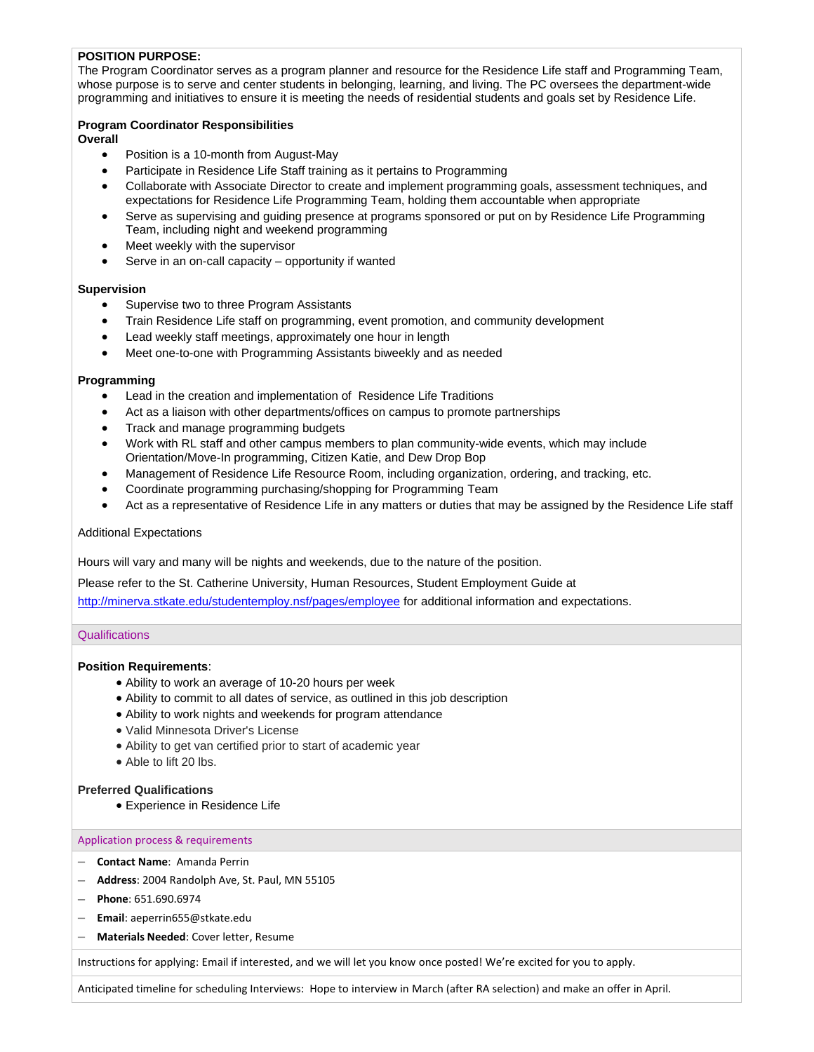**POSITION PURPOSE:**
The Program Coordinator serves as a program planner and resource for the Residence Life staff and Programming Team, whose purpose is to serve and center students in belonging, learning, and living. The PC oversees the department-wide programming and initiatives to ensure it is meeting the needs of residential students and goals set by Residence Life.

**Program Coordinator Responsibilities**
**Overall**

- Position is a 10-month from August-May
- Participate in Residence Life Staff training as it pertains to Programming
- Collaborate with Associate Director to create and implement programming goals, assessment techniques, and expectations for Residence Life Programming Team, holding them accountable when appropriate
- Serve as supervising and guiding presence at programs sponsored or put on by Residence Life Programming Team, including night and weekend programming
- Meet weekly with the supervisor
- Serve in an on-call capacity – opportunity if wanted

**Supervision**

- Supervise two to three Program Assistants
- Train Residence Life staff on programming, event promotion, and community development
- Lead weekly staff meetings, approximately one hour in length
- Meet one-to-one with Programming Assistants biweekly and as needed

**Programming**

- Lead in the creation and implementation of Residence Life Traditions
- Act as a liaison with other departments/offices on campus to promote partnerships
- Track and manage programming budgets
- Work with RL staff and other campus members to plan community-wide events, which may include Orientation/Move-In programming, Citizen Katie, and Dew Drop Bop
- Management of Residence Life Resource Room, including organization, ordering, and tracking, etc.
- Coordinate programming purchasing/shopping for Programming Team
- Act as a representative of Residence Life in any matters or duties that may be assigned by the Residence Life staff

Additional Expectations

Hours will vary and many will be nights and weekends, due to the nature of the position.

Please refer to the St. Catherine University, Human Resources, Student Employment Guide at http://minerva.stkate.edu/studentemploy.nsf/pages/employee for additional information and expectations.

## Qualifications

**Position Requirements**:

- Ability to work an average of 10-20 hours per week
- Ability to commit to all dates of service, as outlined in this job description
- Ability to work nights and weekends for program attendance
- Valid Minnesota Driver's License
- Ability to get van certified prior to start of academic year
- Able to lift 20 lbs.

**Preferred Qualifications**

- Experience in Residence Life

## Application process & requirements

- **Contact Name**: Amanda Perrin
- **Address**: 2004 Randolph Ave, St. Paul, MN 55105
- **Phone**: 651.690.6974
- **Email**: aeperrin655@stkate.edu
- **Materials Needed**: Cover letter, Resume

Instructions for applying: Email if interested, and we will let you know once posted! We're excited for you to apply.

Anticipated timeline for scheduling Interviews: Hope to interview in March (after RA selection) and make an offer in April.